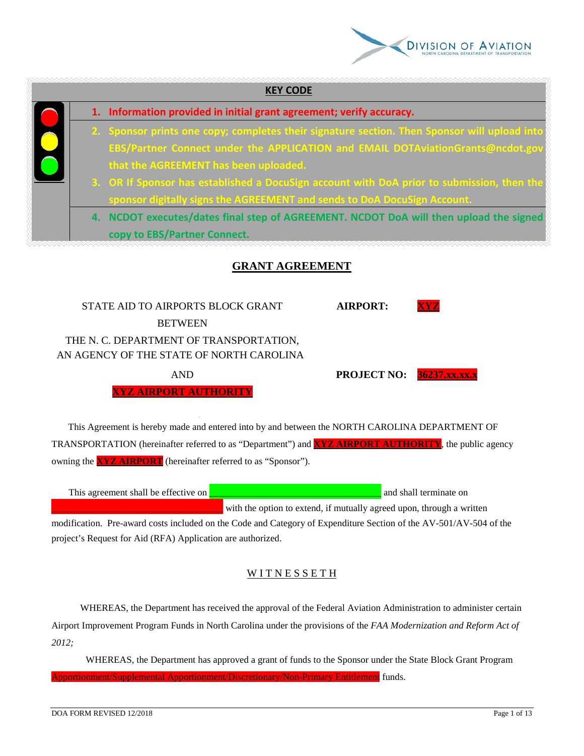**KEY CODE**

1. Information provided in initial grant agreement; verify accuracy.
2. Sponsor prints one copy; completes their signature section. Then Sponsor will upload into EBS/Partner Connect under the APPLICATION and EMAIL DOTAviationGrants@ncdot.gov that the AGREEMENT has been uploaded.
3. OR If Sponsor has established a DocuSign account with DoA prior to submission, then the sponsor digitally signs the AGREEMENT and sends to DoA DocuSign Account.
4. NCDOT executes/dates final step of AGREEMENT. NCDOT DoA will then upload the signed copy to EBS/Partner Connect.

# GRANT AGREEMENT

STATE AID TO AIRPORTS BLOCK GRANT
BETWEEN
THE N. C. DEPARTMENT OF TRANSPORTATION,
AN AGENCY OF THE STATE OF NORTH CAROLINA
AND
XYZ AIRPORT AUTHORITY

**AIRPORT:** XYZ

**PROJECT NO:** 36237.xx.xx.x

This Agreement is hereby made and entered into by and between the NORTH CAROLINA DEPARTMENT OF TRANSPORTATION (hereinafter referred to as "Department") and XYZ AIRPORT AUTHORITY, the public agency owning the XYZ AIRPORT (hereinafter referred to as "Sponsor").

This agreement shall be effective on ______________________________ and shall terminate on ______________________________ with the option to extend, if mutually agreed upon, through a written modification. Pre-award costs included on the Code and Category of Expenditure Section of the AV-501/AV-504 of the project's Request for Aid (RFA) Application are authorized.

## WITNESSETH

WHEREAS, the Department has received the approval of the Federal Aviation Administration to administer certain Airport Improvement Program Funds in North Carolina under the provisions of the *FAA Modernization and Reform Act of 2012;*

WHEREAS, the Department has approved a grant of funds to the Sponsor under the State Block Grant Program Apportionment/Supplemental Apportionment/Discretionary/Non-Primary Entitlement funds.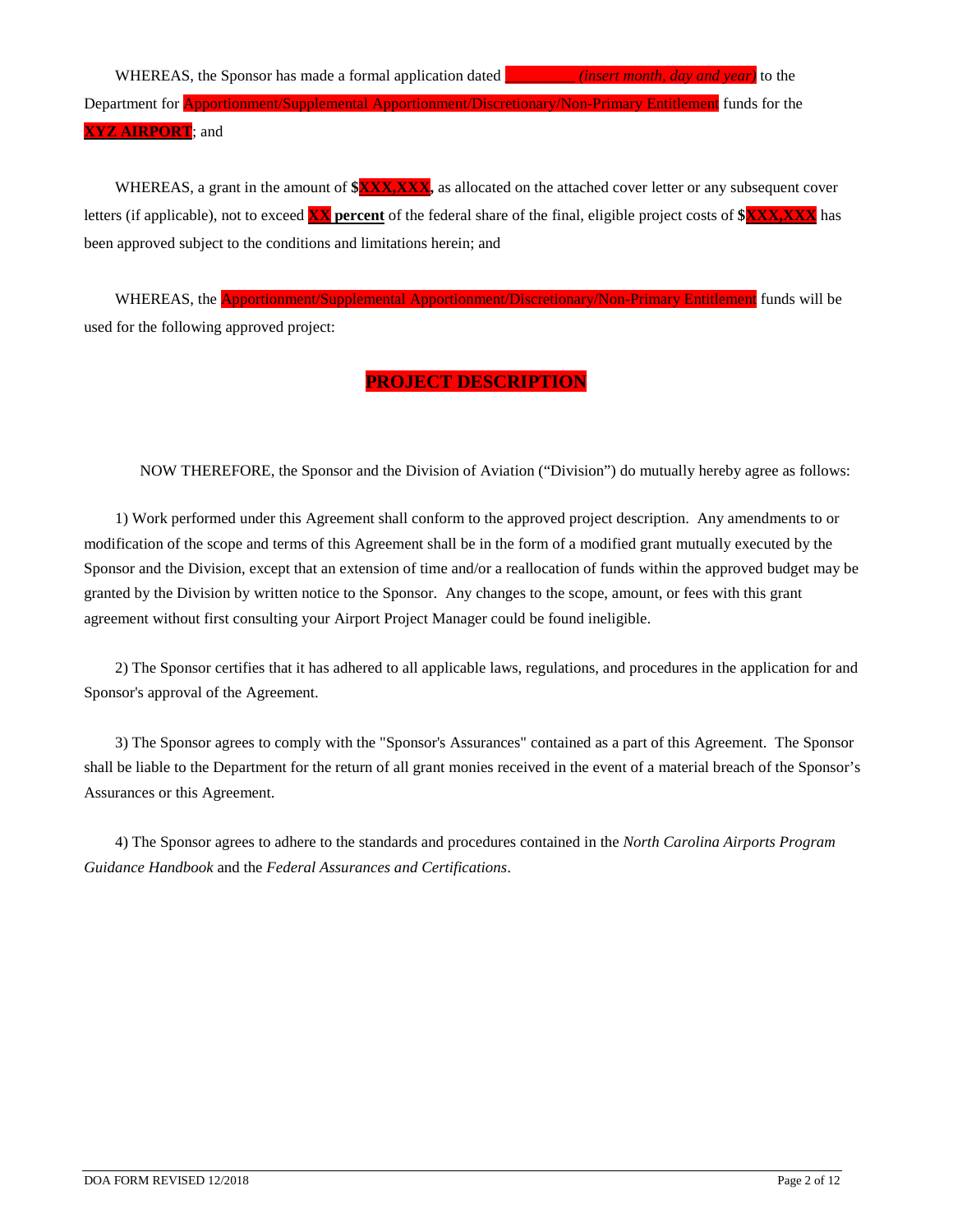WHEREAS, the Sponsor has made a formal application dated _________ *(insert month, day and year)* to the Department for Apportionment/Supplemental Apportionment/Discretionary/Non-Primary Entitlement funds for the **XYZ AIRPORT**; and

WHEREAS, a grant in the amount of **$XXX,XXX**, as allocated on the attached cover letter or any subsequent cover letters (if applicable), not to exceed **XX percent** of the federal share of the final, eligible project costs of **$XXX,XXX** has been approved subject to the conditions and limitations herein; and

WHEREAS, the Apportionment/Supplemental Apportionment/Discretionary/Non-Primary Entitlement funds will be used for the following approved project:

**PROJECT DESCRIPTION**

NOW THEREFORE, the Sponsor and the Division of Aviation ("Division") do mutually hereby agree as follows:

1) Work performed under this Agreement shall conform to the approved project description. Any amendments to or modification of the scope and terms of this Agreement shall be in the form of a modified grant mutually executed by the Sponsor and the Division, except that an extension of time and/or a reallocation of funds within the approved budget may be granted by the Division by written notice to the Sponsor. Any changes to the scope, amount, or fees with this grant agreement without first consulting your Airport Project Manager could be found ineligible.

2) The Sponsor certifies that it has adhered to all applicable laws, regulations, and procedures in the application for and Sponsor's approval of the Agreement.

3) The Sponsor agrees to comply with the "Sponsor's Assurances" contained as a part of this Agreement. The Sponsor shall be liable to the Department for the return of all grant monies received in the event of a material breach of the Sponsor's Assurances or this Agreement.

4) The Sponsor agrees to adhere to the standards and procedures contained in the *North Carolina Airports Program Guidance Handbook* and the *Federal Assurances and Certifications*.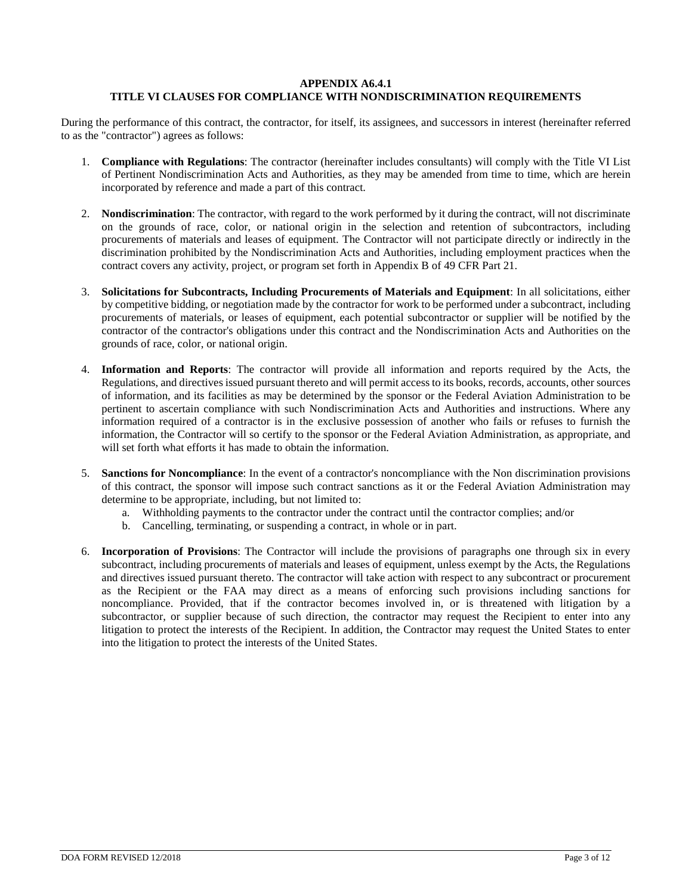# APPENDIX A6.4.1
# TITLE VI CLAUSES FOR COMPLIANCE WITH NONDISCRIMINATION REQUIREMENTS

During the performance of this contract, the contractor, for itself, its assignees, and successors in interest (hereinafter referred to as the "contractor") agrees as follows:

1. **Compliance with Regulations**: The contractor (hereinafter includes consultants) will comply with the Title VI List of Pertinent Nondiscrimination Acts and Authorities, as they may be amended from time to time, which are herein incorporated by reference and made a part of this contract.

2. **Nondiscrimination**: The contractor, with regard to the work performed by it during the contract, will not discriminate on the grounds of race, color, or national origin in the selection and retention of subcontractors, including procurements of materials and leases of equipment. The Contractor will not participate directly or indirectly in the discrimination prohibited by the Nondiscrimination Acts and Authorities, including employment practices when the contract covers any activity, project, or program set forth in Appendix B of 49 CFR Part 21.

3. **Solicitations for Subcontracts, Including Procurements of Materials and Equipment**: In all solicitations, either by competitive bidding, or negotiation made by the contractor for work to be performed under a subcontract, including procurements of materials, or leases of equipment, each potential subcontractor or supplier will be notified by the contractor of the contractor's obligations under this contract and the Nondiscrimination Acts and Authorities on the grounds of race, color, or national origin.

4. **Information and Reports**: The contractor will provide all information and reports required by the Acts, the Regulations, and directives issued pursuant thereto and will permit access to its books, records, accounts, other sources of information, and its facilities as may be determined by the sponsor or the Federal Aviation Administration to be pertinent to ascertain compliance with such Nondiscrimination Acts and Authorities and instructions. Where any information required of a contractor is in the exclusive possession of another who fails or refuses to furnish the information, the Contractor will so certify to the sponsor or the Federal Aviation Administration, as appropriate, and will set forth what efforts it has made to obtain the information.

5. **Sanctions for Noncompliance**: In the event of a contractor's noncompliance with the Non discrimination provisions of this contract, the sponsor will impose such contract sanctions as it or the Federal Aviation Administration may determine to be appropriate, including, but not limited to:
   a. Withholding payments to the contractor under the contract until the contractor complies; and/or
   b. Cancelling, terminating, or suspending a contract, in whole or in part.

6. **Incorporation of Provisions**: The Contractor will include the provisions of paragraphs one through six in every subcontract, including procurements of materials and leases of equipment, unless exempt by the Acts, the Regulations and directives issued pursuant thereto. The contractor will take action with respect to any subcontract or procurement as the Recipient or the FAA may direct as a means of enforcing such provisions including sanctions for noncompliance. Provided, that if the contractor becomes involved in, or is threatened with litigation by a subcontractor, or supplier because of such direction, the contractor may request the Recipient to enter into any litigation to protect the interests of the Recipient. In addition, the Contractor may request the United States to enter into the litigation to protect the interests of the United States.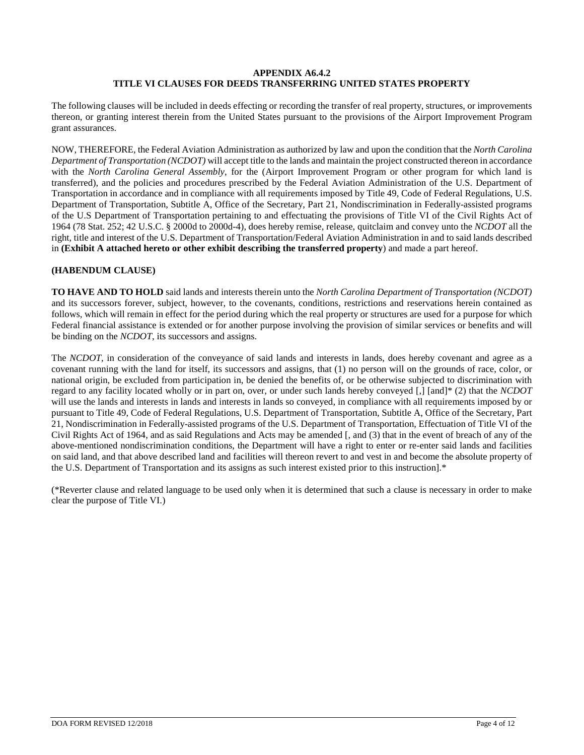## APPENDIX A6.4.2
## TITLE VI CLAUSES FOR DEEDS TRANSFERRING UNITED STATES PROPERTY

The following clauses will be included in deeds effecting or recording the transfer of real property, structures, or improvements thereon, or granting interest therein from the United States pursuant to the provisions of the Airport Improvement Program grant assurances.

NOW, THEREFORE, the Federal Aviation Administration as authorized by law and upon the condition that the *North Carolina Department of Transportation (NCDOT)* will accept title to the lands and maintain the project constructed thereon in accordance with the *North Carolina General Assembly*, for the (Airport Improvement Program or other program for which land is transferred), and the policies and procedures prescribed by the Federal Aviation Administration of the U.S. Department of Transportation in accordance and in compliance with all requirements imposed by Title 49, Code of Federal Regulations, U.S. Department of Transportation, Subtitle A, Office of the Secretary, Part 21, Nondiscrimination in Federally-assisted programs of the U.S Department of Transportation pertaining to and effectuating the provisions of Title VI of the Civil Rights Act of 1964 (78 Stat. 252; 42 U.S.C. § 2000d to 2000d-4), does hereby remise, release, quitclaim and convey unto the *NCDOT* all the right, title and interest of the U.S. Department of Transportation/Federal Aviation Administration in and to said lands described in **(Exhibit A attached hereto or other exhibit describing the transferred property**) and made a part hereof.

**(HABENDUM CLAUSE)**

**TO HAVE AND TO HOLD** said lands and interests therein unto the *North Carolina Department of Transportation (NCDOT)* and its successors forever, subject, however, to the covenants, conditions, restrictions and reservations herein contained as follows, which will remain in effect for the period during which the real property or structures are used for a purpose for which Federal financial assistance is extended or for another purpose involving the provision of similar services or benefits and will be binding on the *NCDOT*, its successors and assigns.

The *NCDOT*, in consideration of the conveyance of said lands and interests in lands, does hereby covenant and agree as a covenant running with the land for itself, its successors and assigns, that (1) no person will on the grounds of race, color, or national origin, be excluded from participation in, be denied the benefits of, or be otherwise subjected to discrimination with regard to any facility located wholly or in part on, over, or under such lands hereby conveyed [,] [and]* (2) that the *NCDOT* will use the lands and interests in lands and interests in lands so conveyed, in compliance with all requirements imposed by or pursuant to Title 49, Code of Federal Regulations, U.S. Department of Transportation, Subtitle A, Office of the Secretary, Part 21, Nondiscrimination in Federally-assisted programs of the U.S. Department of Transportation, Effectuation of Title VI of the Civil Rights Act of 1964, and as said Regulations and Acts may be amended [, and (3) that in the event of breach of any of the above-mentioned nondiscrimination conditions, the Department will have a right to enter or re-enter said lands and facilities on said land, and that above described land and facilities will thereon revert to and vest in and become the absolute property of the U.S. Department of Transportation and its assigns as such interest existed prior to this instruction].*

(*Reverter clause and related language to be used only when it is determined that such a clause is necessary in order to make clear the purpose of Title VI.)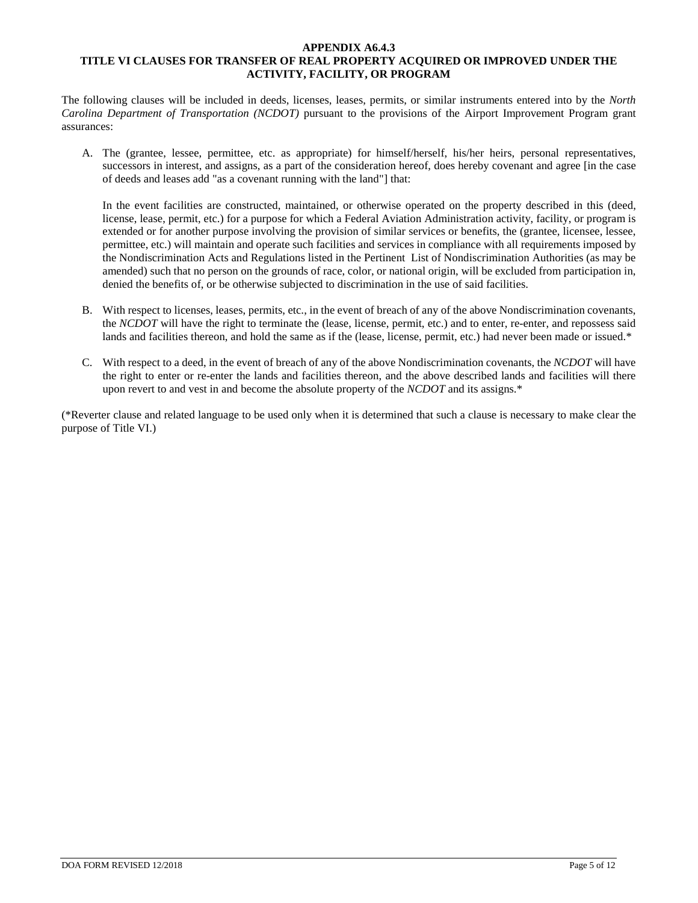**APPENDIX A6.4.3**
**TITLE VI CLAUSES FOR TRANSFER OF REAL PROPERTY ACQUIRED OR IMPROVED UNDER THE ACTIVITY, FACILITY, OR PROGRAM**

The following clauses will be included in deeds, licenses, leases, permits, or similar instruments entered into by the *North Carolina Department of Transportation (NCDOT)* pursuant to the provisions of the Airport Improvement Program grant assurances:

A. The (grantee, lessee, permittee, etc. as appropriate) for himself/herself, his/her heirs, personal representatives, successors in interest, and assigns, as a part of the consideration hereof, does hereby covenant and agree [in the case of deeds and leases add "as a covenant running with the land"] that:

   In the event facilities are constructed, maintained, or otherwise operated on the property described in this (deed, license, lease, permit, etc.) for a purpose for which a Federal Aviation Administration activity, facility, or program is extended or for another purpose involving the provision of similar services or benefits, the (grantee, licensee, lessee, permittee, etc.) will maintain and operate such facilities and services in compliance with all requirements imposed by the Nondiscrimination Acts and Regulations listed in the Pertinent List of Nondiscrimination Authorities (as may be amended) such that no person on the grounds of race, color, or national origin, will be excluded from participation in, denied the benefits of, or be otherwise subjected to discrimination in the use of said facilities.

B. With respect to licenses, leases, permits, etc., in the event of breach of any of the above Nondiscrimination covenants, the *NCDOT* will have the right to terminate the (lease, license, permit, etc.) and to enter, re-enter, and repossess said lands and facilities thereon, and hold the same as if the (lease, license, permit, etc.) had never been made or issued.*

C. With respect to a deed, in the event of breach of any of the above Nondiscrimination covenants, the *NCDOT* will have the right to enter or re-enter the lands and facilities thereon, and the above described lands and facilities will there upon revert to and vest in and become the absolute property of the *NCDOT* and its assigns.*

(*Reverter clause and related language to be used only when it is determined that such a clause is necessary to make clear the purpose of Title VI.)

DOA FORM REVISED 12/2018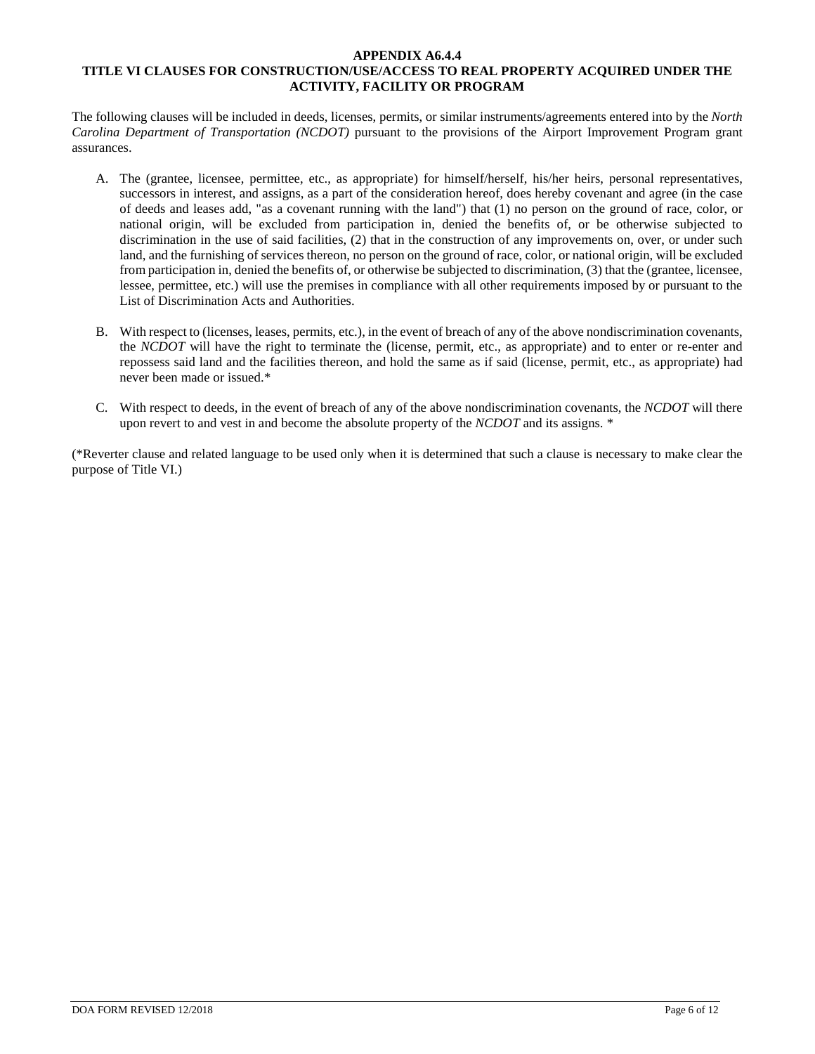**APPENDIX A6.4.4**

**TITLE VI CLAUSES FOR CONSTRUCTION/USE/ACCESS TO REAL PROPERTY ACQUIRED UNDER THE ACTIVITY, FACILITY OR PROGRAM**

The following clauses will be included in deeds, licenses, permits, or similar instruments/agreements entered into by the *North Carolina Department of Transportation (NCDOT)* pursuant to the provisions of the Airport Improvement Program grant assurances.

A. The (grantee, licensee, permittee, etc., as appropriate) for himself/herself, his/her heirs, personal representatives, successors in interest, and assigns, as a part of the consideration hereof, does hereby covenant and agree (in the case of deeds and leases add, "as a covenant running with the land") that (1) no person on the ground of race, color, or national origin, will be excluded from participation in, denied the benefits of, or be otherwise subjected to discrimination in the use of said facilities, (2) that in the construction of any improvements on, over, or under such land, and the furnishing of services thereon, no person on the ground of race, color, or national origin, will be excluded from participation in, denied the benefits of, or otherwise be subjected to discrimination, (3) that the (grantee, licensee, lessee, permittee, etc.) will use the premises in compliance with all other requirements imposed by or pursuant to the List of Discrimination Acts and Authorities.

B. With respect to (licenses, leases, permits, etc.), in the event of breach of any of the above nondiscrimination covenants, the *NCDOT* will have the right to terminate the (license, permit, etc., as appropriate) and to enter or re-enter and repossess said land and the facilities thereon, and hold the same as if said (license, permit, etc., as appropriate) had never been made or issued.*

C. With respect to deeds, in the event of breach of any of the above nondiscrimination covenants, the *NCDOT* will there upon revert to and vest in and become the absolute property of the *NCDOT* and its assigns. *

(*Reverter clause and related language to be used only when it is determined that such a clause is necessary to make clear the purpose of Title VI.)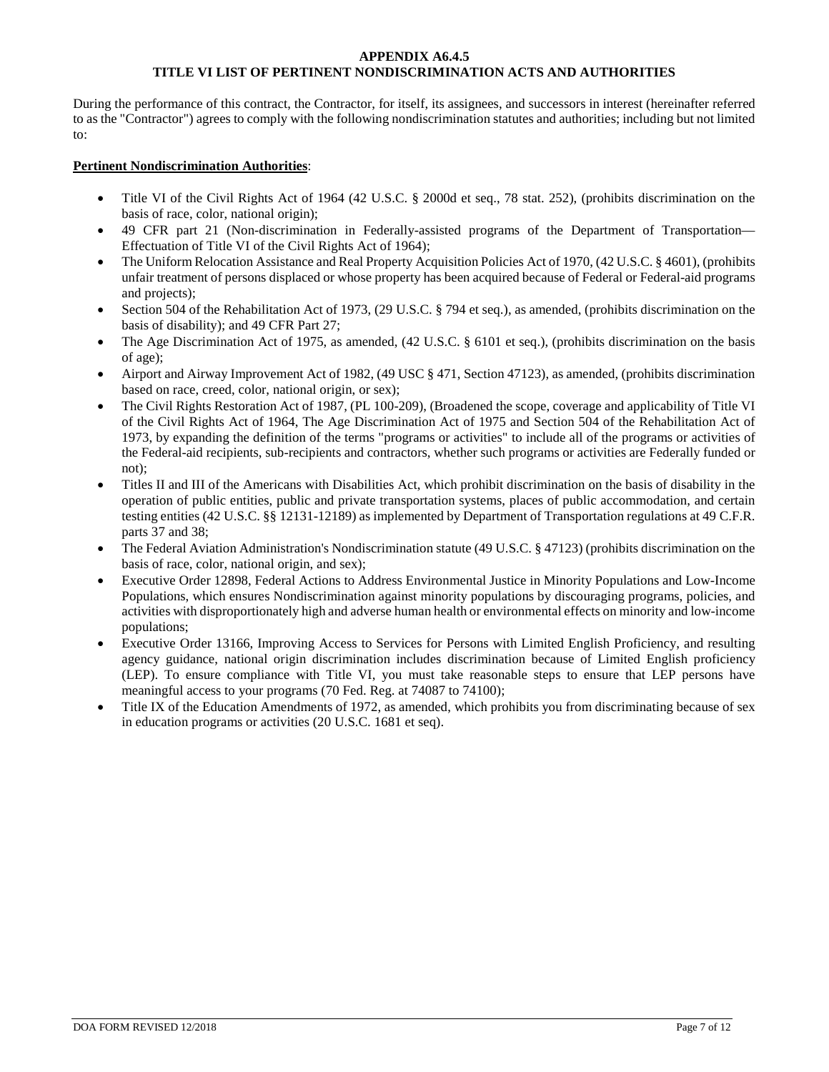**APPENDIX A6.4.5**
**TITLE VI LIST OF PERTINENT NONDISCRIMINATION ACTS AND AUTHORITIES**

During the performance of this contract, the Contractor, for itself, its assignees, and successors in interest (hereinafter referred to as the "Contractor") agrees to comply with the following nondiscrimination statutes and authorities; including but not limited to:

**Pertinent Nondiscrimination Authorities**:

- Title VI of the Civil Rights Act of 1964 (42 U.S.C. § 2000d et seq., 78 stat. 252), (prohibits discrimination on the basis of race, color, national origin);
- 49 CFR part 21 (Non-discrimination in Federally-assisted programs of the Department of Transportation—Effectuation of Title VI of the Civil Rights Act of 1964);
- The Uniform Relocation Assistance and Real Property Acquisition Policies Act of 1970, (42 U.S.C. § 4601), (prohibits unfair treatment of persons displaced or whose property has been acquired because of Federal or Federal-aid programs and projects);
- Section 504 of the Rehabilitation Act of 1973, (29 U.S.C. § 794 et seq.), as amended, (prohibits discrimination on the basis of disability); and 49 CFR Part 27;
- The Age Discrimination Act of 1975, as amended, (42 U.S.C. § 6101 et seq.), (prohibits discrimination on the basis of age);
- Airport and Airway Improvement Act of 1982, (49 USC § 471, Section 47123), as amended, (prohibits discrimination based on race, creed, color, national origin, or sex);
- The Civil Rights Restoration Act of 1987, (PL 100-209), (Broadened the scope, coverage and applicability of Title VI of the Civil Rights Act of 1964, The Age Discrimination Act of 1975 and Section 504 of the Rehabilitation Act of 1973, by expanding the definition of the terms "programs or activities" to include all of the programs or activities of the Federal-aid recipients, sub-recipients and contractors, whether such programs or activities are Federally funded or not);
- Titles II and III of the Americans with Disabilities Act, which prohibit discrimination on the basis of disability in the operation of public entities, public and private transportation systems, places of public accommodation, and certain testing entities (42 U.S.C. §§ 12131-12189) as implemented by Department of Transportation regulations at 49 C.F.R. parts 37 and 38;
- The Federal Aviation Administration's Nondiscrimination statute (49 U.S.C. § 47123) (prohibits discrimination on the basis of race, color, national origin, and sex);
- Executive Order 12898, Federal Actions to Address Environmental Justice in Minority Populations and Low-Income Populations, which ensures Nondiscrimination against minority populations by discouraging programs, policies, and activities with disproportionately high and adverse human health or environmental effects on minority and low-income populations;
- Executive Order 13166, Improving Access to Services for Persons with Limited English Proficiency, and resulting agency guidance, national origin discrimination includes discrimination because of Limited English proficiency (LEP). To ensure compliance with Title VI, you must take reasonable steps to ensure that LEP persons have meaningful access to your programs (70 Fed. Reg. at 74087 to 74100);
- Title IX of the Education Amendments of 1972, as amended, which prohibits you from discriminating because of sex in education programs or activities (20 U.S.C. 1681 et seq).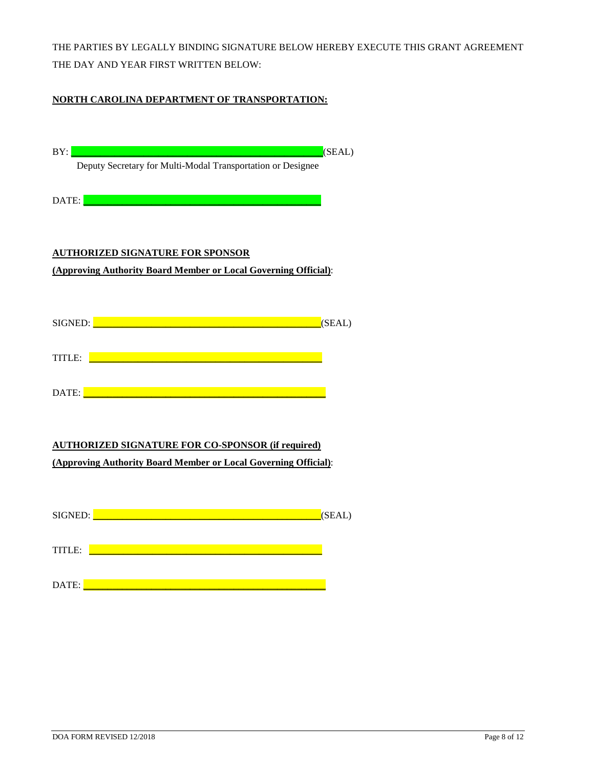THE PARTIES BY LEGALLY BINDING SIGNATURE BELOW HEREBY EXECUTE THIS GRANT AGREEMENT THE DAY AND YEAR FIRST WRITTEN BELOW:

**NORTH CAROLINA DEPARTMENT OF TRANSPORTATION:**

BY: ______________________________________________(SEAL)

Deputy Secretary for Multi-Modal Transportation or Designee

DATE: ____________________________________________

**AUTHORIZED SIGNATURE FOR SPONSOR**

**(Approving Authority Board Member or Local Governing Official)**:

SIGNED: __________________________________________(SEAL)

TITLE: ___________________________________________

DATE: ____________________________________________

**AUTHORIZED SIGNATURE FOR CO-SPONSOR (if required)**

**(Approving Authority Board Member or Local Governing Official)**:

SIGNED: __________________________________________(SEAL)

TITLE: ___________________________________________

DATE: ____________________________________________

DOA FORM REVISED 12/2018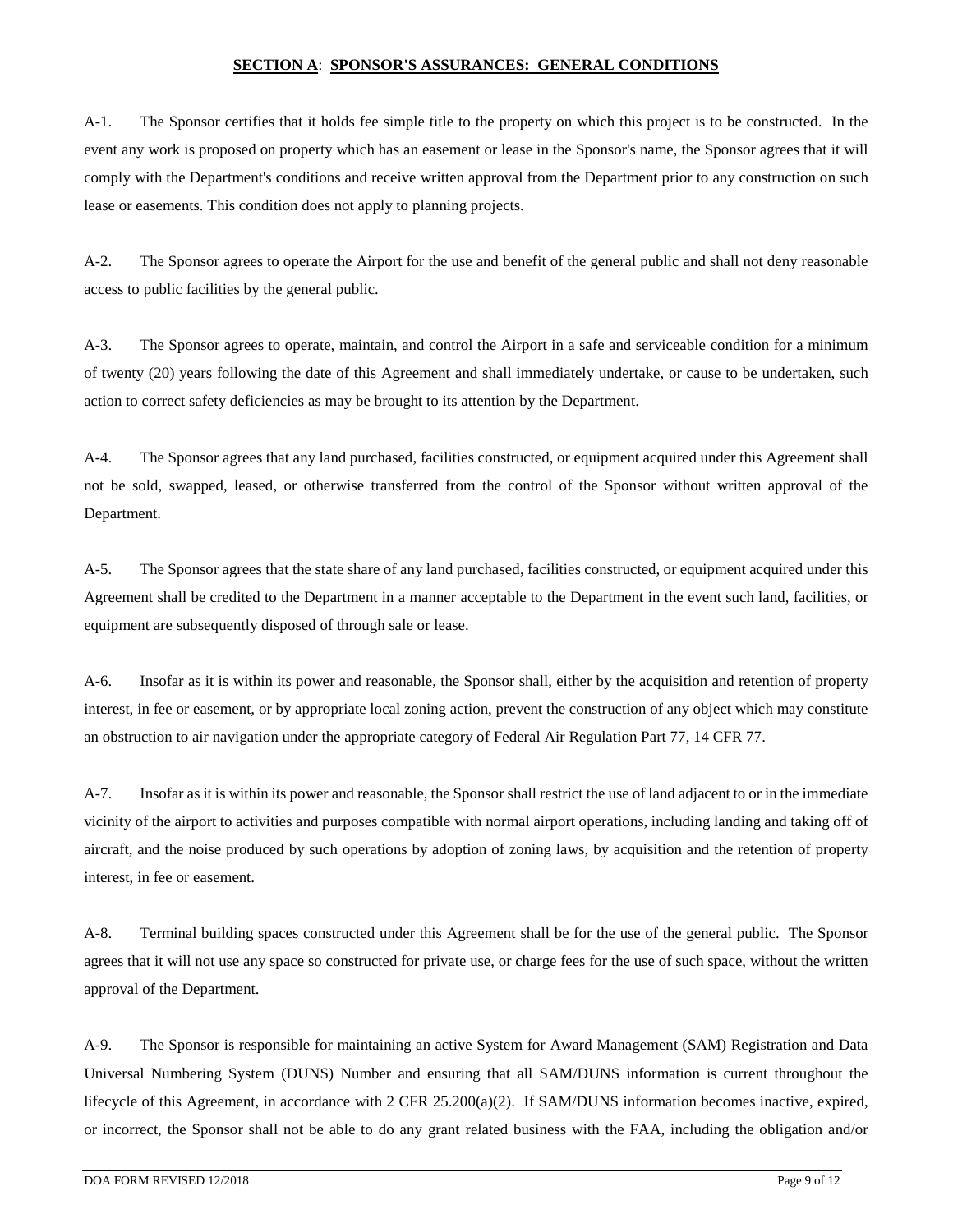**SECTION A**: **SPONSOR'S ASSURANCES: GENERAL CONDITIONS**

A-1. The Sponsor certifies that it holds fee simple title to the property on which this project is to be constructed. In the event any work is proposed on property which has an easement or lease in the Sponsor's name, the Sponsor agrees that it will comply with the Department's conditions and receive written approval from the Department prior to any construction on such lease or easements. This condition does not apply to planning projects.

A-2. The Sponsor agrees to operate the Airport for the use and benefit of the general public and shall not deny reasonable access to public facilities by the general public.

A-3. The Sponsor agrees to operate, maintain, and control the Airport in a safe and serviceable condition for a minimum of twenty (20) years following the date of this Agreement and shall immediately undertake, or cause to be undertaken, such action to correct safety deficiencies as may be brought to its attention by the Department.

A-4. The Sponsor agrees that any land purchased, facilities constructed, or equipment acquired under this Agreement shall not be sold, swapped, leased, or otherwise transferred from the control of the Sponsor without written approval of the Department.

A-5. The Sponsor agrees that the state share of any land purchased, facilities constructed, or equipment acquired under this Agreement shall be credited to the Department in a manner acceptable to the Department in the event such land, facilities, or equipment are subsequently disposed of through sale or lease.

A-6. Insofar as it is within its power and reasonable, the Sponsor shall, either by the acquisition and retention of property interest, in fee or easement, or by appropriate local zoning action, prevent the construction of any object which may constitute an obstruction to air navigation under the appropriate category of Federal Air Regulation Part 77, 14 CFR 77.

A-7. Insofar as it is within its power and reasonable, the Sponsor shall restrict the use of land adjacent to or in the immediate vicinity of the airport to activities and purposes compatible with normal airport operations, including landing and taking off of aircraft, and the noise produced by such operations by adoption of zoning laws, by acquisition and the retention of property interest, in fee or easement.

A-8. Terminal building spaces constructed under this Agreement shall be for the use of the general public. The Sponsor agrees that it will not use any space so constructed for private use, or charge fees for the use of such space, without the written approval of the Department.

A-9. The Sponsor is responsible for maintaining an active System for Award Management (SAM) Registration and Data Universal Numbering System (DUNS) Number and ensuring that all SAM/DUNS information is current throughout the lifecycle of this Agreement, in accordance with 2 CFR 25.200(a)(2). If SAM/DUNS information becomes inactive, expired, or incorrect, the Sponsor shall not be able to do any grant related business with the FAA, including the obligation and/or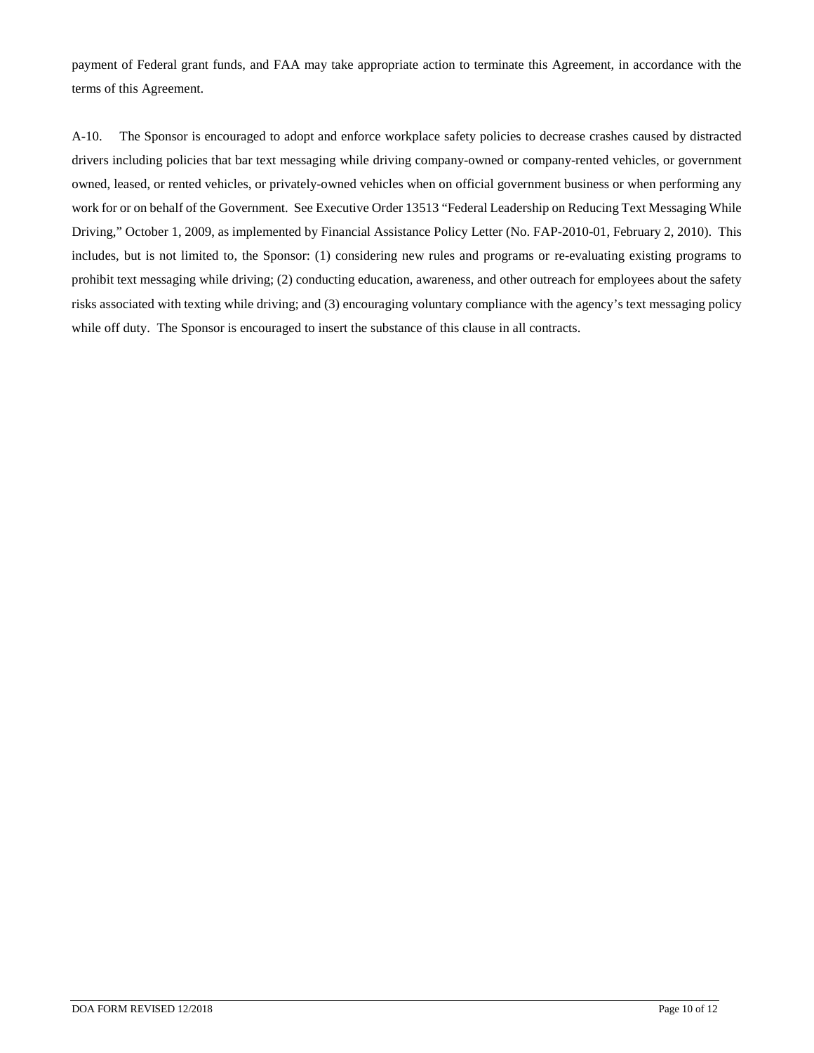payment of Federal grant funds, and FAA may take appropriate action to terminate this Agreement, in accordance with the terms of this Agreement.

A-10. The Sponsor is encouraged to adopt and enforce workplace safety policies to decrease crashes caused by distracted drivers including policies that bar text messaging while driving company-owned or company-rented vehicles, or government owned, leased, or rented vehicles, or privately-owned vehicles when on official government business or when performing any work for or on behalf of the Government. See Executive Order 13513 "Federal Leadership on Reducing Text Messaging While Driving," October 1, 2009, as implemented by Financial Assistance Policy Letter (No. FAP-2010-01, February 2, 2010). This includes, but is not limited to, the Sponsor: (1) considering new rules and programs or re-evaluating existing programs to prohibit text messaging while driving; (2) conducting education, awareness, and other outreach for employees about the safety risks associated with texting while driving; and (3) encouraging voluntary compliance with the agency's text messaging policy while off duty. The Sponsor is encouraged to insert the substance of this clause in all contracts.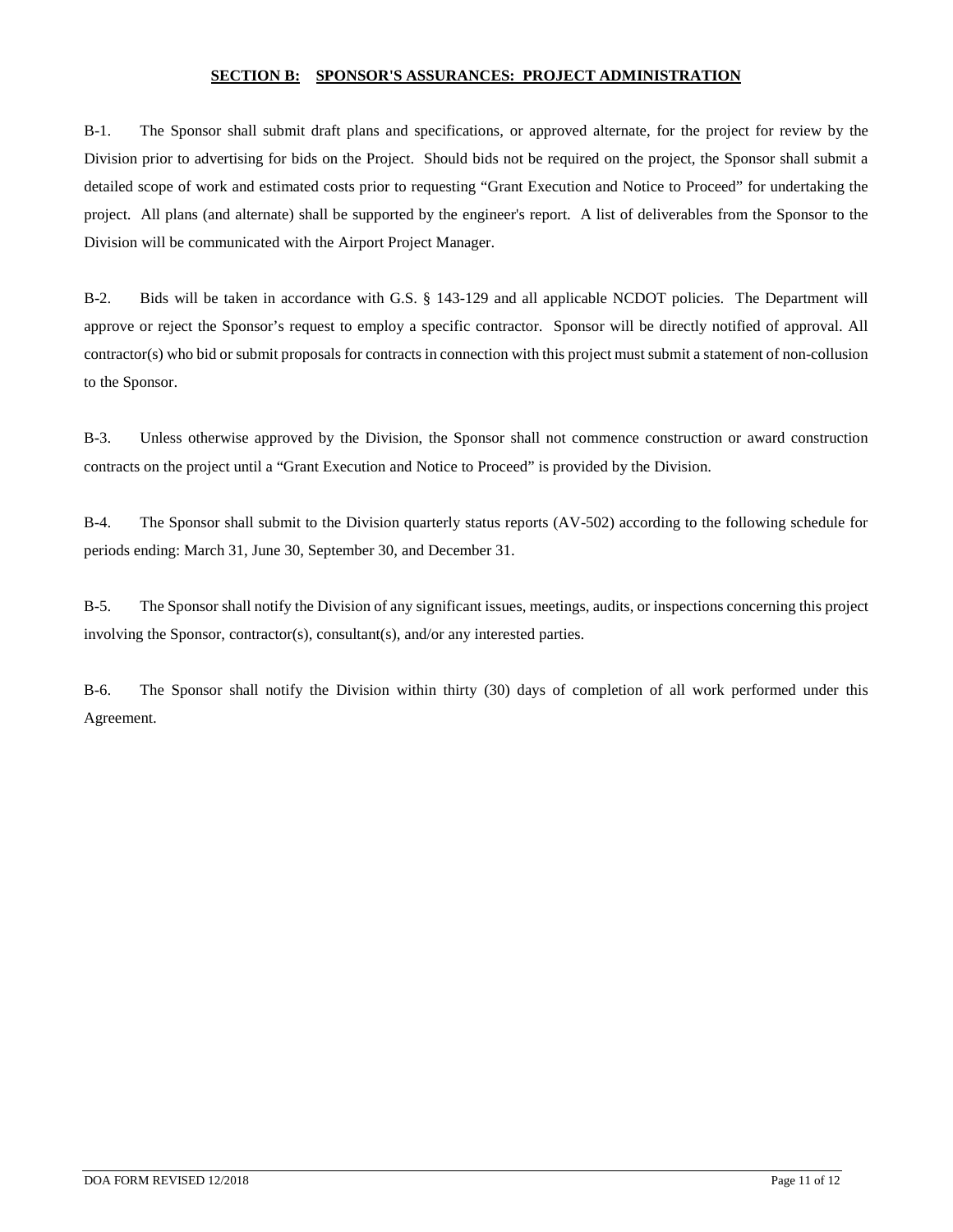## **SECTION B: SPONSOR'S ASSURANCES: PROJECT ADMINISTRATION**

B-1. The Sponsor shall submit draft plans and specifications, or approved alternate, for the project for review by the Division prior to advertising for bids on the Project. Should bids not be required on the project, the Sponsor shall submit a detailed scope of work and estimated costs prior to requesting "Grant Execution and Notice to Proceed" for undertaking the project. All plans (and alternate) shall be supported by the engineer's report. A list of deliverables from the Sponsor to the Division will be communicated with the Airport Project Manager.

B-2. Bids will be taken in accordance with G.S. § 143-129 and all applicable NCDOT policies. The Department will approve or reject the Sponsor's request to employ a specific contractor. Sponsor will be directly notified of approval. All contractor(s) who bid or submit proposals for contracts in connection with this project must submit a statement of non-collusion to the Sponsor.

B-3. Unless otherwise approved by the Division, the Sponsor shall not commence construction or award construction contracts on the project until a "Grant Execution and Notice to Proceed" is provided by the Division.

B-4. The Sponsor shall submit to the Division quarterly status reports (AV-502) according to the following schedule for periods ending: March 31, June 30, September 30, and December 31.

B-5. The Sponsor shall notify the Division of any significant issues, meetings, audits, or inspections concerning this project involving the Sponsor, contractor(s), consultant(s), and/or any interested parties.

B-6. The Sponsor shall notify the Division within thirty (30) days of completion of all work performed under this Agreement.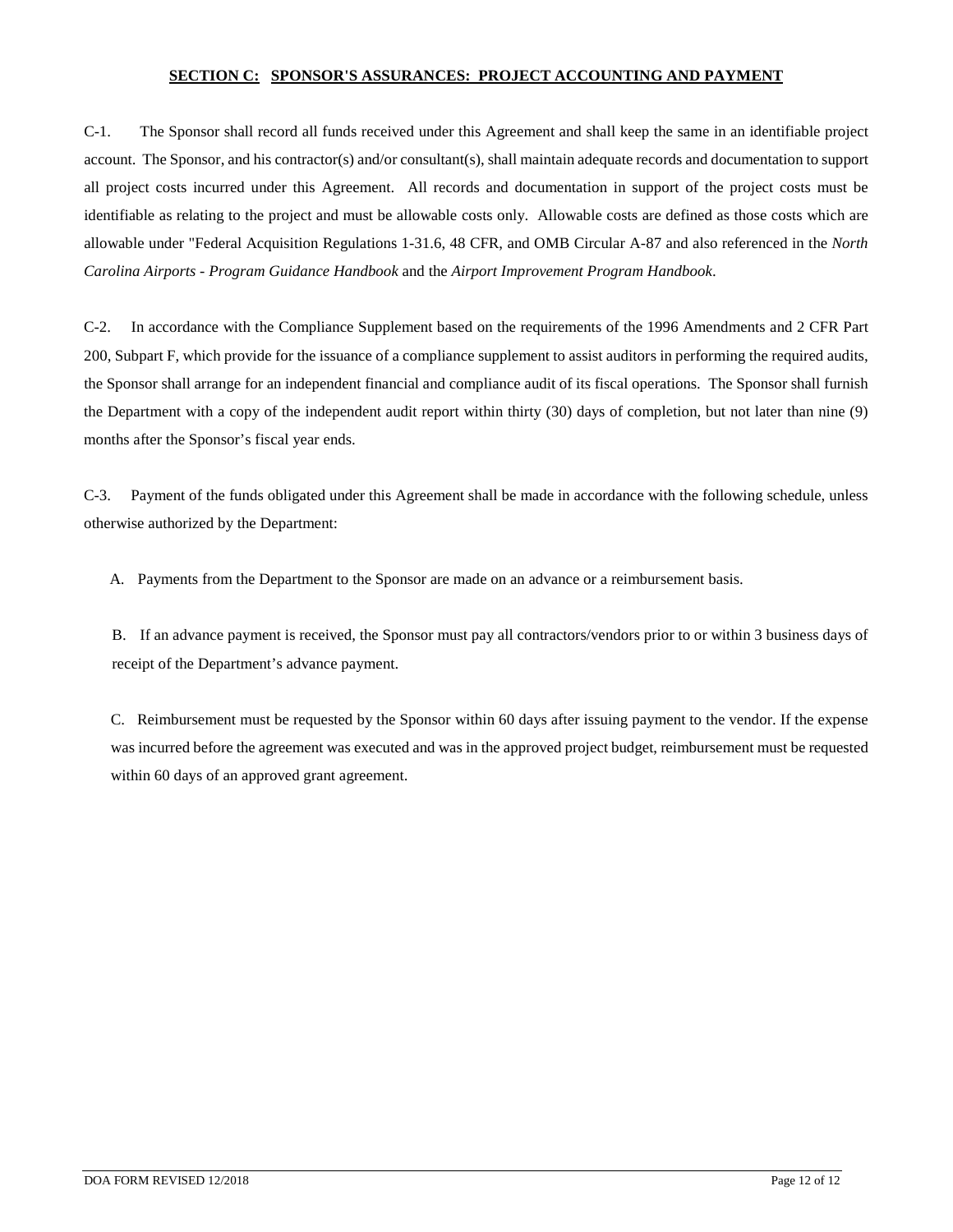**SECTION C: SPONSOR'S ASSURANCES: PROJECT ACCOUNTING AND PAYMENT**

C-1. The Sponsor shall record all funds received under this Agreement and shall keep the same in an identifiable project account. The Sponsor, and his contractor(s) and/or consultant(s), shall maintain adequate records and documentation to support all project costs incurred under this Agreement. All records and documentation in support of the project costs must be identifiable as relating to the project and must be allowable costs only. Allowable costs are defined as those costs which are allowable under "Federal Acquisition Regulations 1-31.6, 48 CFR, and OMB Circular A-87 and also referenced in the *North Carolina Airports - Program Guidance Handbook* and the *Airport Improvement Program Handbook*.

C-2. In accordance with the Compliance Supplement based on the requirements of the 1996 Amendments and 2 CFR Part 200, Subpart F, which provide for the issuance of a compliance supplement to assist auditors in performing the required audits, the Sponsor shall arrange for an independent financial and compliance audit of its fiscal operations. The Sponsor shall furnish the Department with a copy of the independent audit report within thirty (30) days of completion, but not later than nine (9) months after the Sponsor's fiscal year ends.

C-3. Payment of the funds obligated under this Agreement shall be made in accordance with the following schedule, unless otherwise authorized by the Department:

A. Payments from the Department to the Sponsor are made on an advance or a reimbursement basis.

B. If an advance payment is received, the Sponsor must pay all contractors/vendors prior to or within 3 business days of receipt of the Department's advance payment.

C. Reimbursement must be requested by the Sponsor within 60 days after issuing payment to the vendor. If the expense was incurred before the agreement was executed and was in the approved project budget, reimbursement must be requested within 60 days of an approved grant agreement.